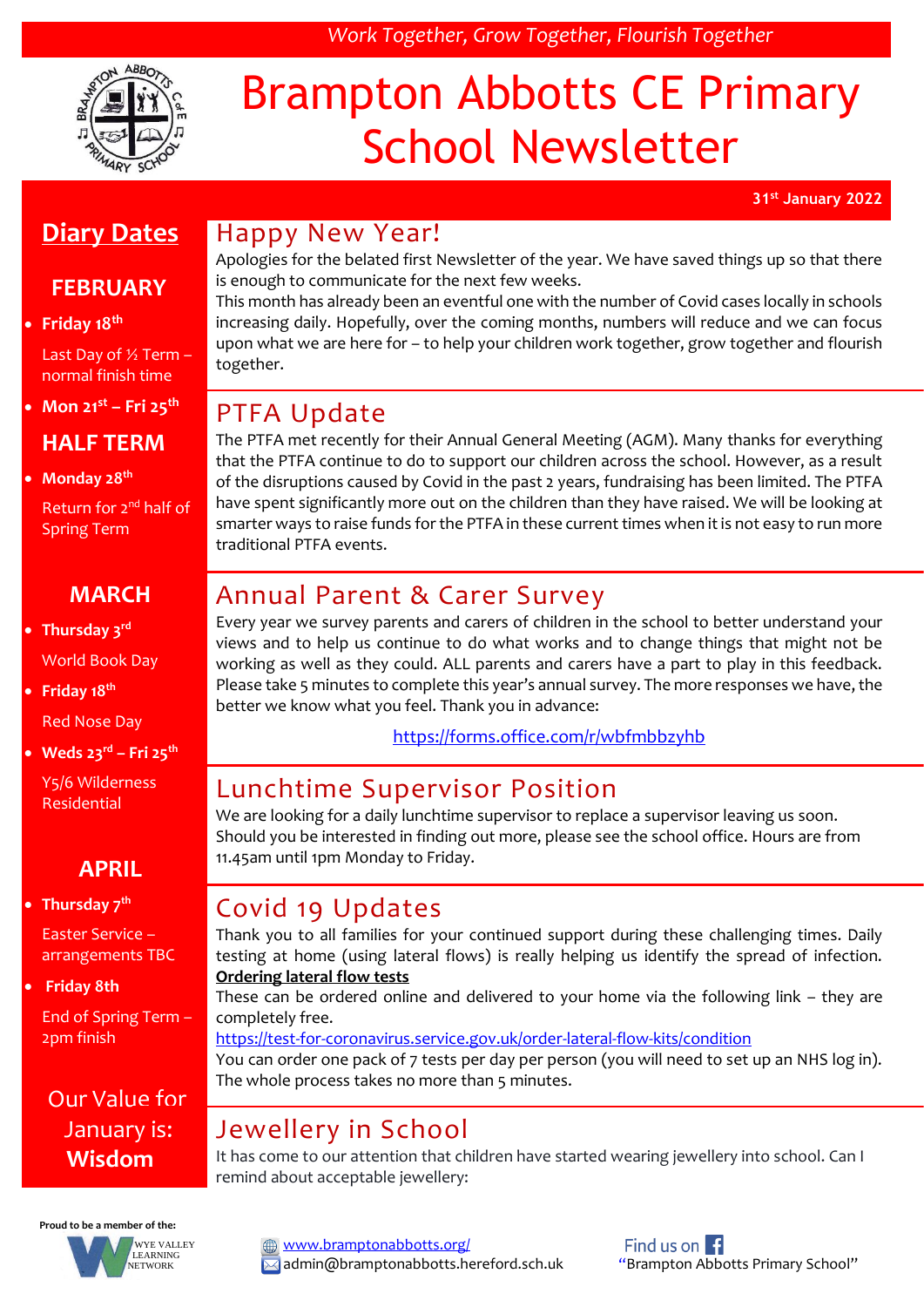*Work Together, Grow Together, Flourish Together*

# Brampton Abbotts CE Primary School Newsletter

**31st January 2022**

## Diary Dates

### FEBRUARY

- **Friday 18th**
  Last Day of ½ Term – normal finish time
- **Mon 21st – Fri 25th**

**HALF TERM**

- **Monday 28th**
  Return for 2nd half of Spring Term

### MARCH

- **Thursday 3rd**
  World Book Day
- **Friday 18th**
  Red Nose Day
- **Weds 23rd – Fri 25th**
  Y5/6 Wilderness Residential

### APRIL

- **Thursday 7th**
  Easter Service – arrangements TBC
- **Friday 8th**
  End of Spring Term – 2pm finish

Our Value for January is: **Wisdom**

## Happy New Year!

Apologies for the belated first Newsletter of the year. We have saved things up so that there is enough to communicate for the next few weeks.

This month has already been an eventful one with the number of Covid cases locally in schools increasing daily. Hopefully, over the coming months, numbers will reduce and we can focus upon what we are here for – to help your children work together, grow together and flourish together.

## PTFA Update

The PTFA met recently for their Annual General Meeting (AGM). Many thanks for everything that the PTFA continue to do to support our children across the school. However, as a result of the disruptions caused by Covid in the past 2 years, fundraising has been limited. The PTFA have spent significantly more out on the children than they have raised. We will be looking at smarter ways to raise funds for the PTFA in these current times when it is not easy to run more traditional PTFA events.

## Annual Parent & Carer Survey

Every year we survey parents and carers of children in the school to better understand your views and to help us continue to do what works and to change things that might not be working as well as they could. ALL parents and carers have a part to play in this feedback. Please take 5 minutes to complete this year's annual survey. The more responses we have, the better we know what you feel. Thank you in advance:

https://forms.office.com/r/wbfmbbzyhb

## Lunchtime Supervisor Position

We are looking for a daily lunchtime supervisor to replace a supervisor leaving us soon. Should you be interested in finding out more, please see the school office. Hours are from 11.45am until 1pm Monday to Friday.

## Covid 19 Updates

Thank you to all families for your continued support during these challenging times. Daily testing at home (using lateral flows) is really helping us identify the spread of infection.

**Ordering lateral flow tests**

These can be ordered online and delivered to your home via the following link – they are completely free.

https://test-for-coronavirus.service.gov.uk/order-lateral-flow-kits/condition

You can order one pack of 7 tests per day per person (you will need to set up an NHS log in). The whole process takes no more than 5 minutes.

## Jewellery in School

It has come to our attention that children have started wearing jewellery into school. Can I remind about acceptable jewellery:

Proud to be a member of the: Wye Valley Learning Network

www.bramptonabbotts.org/
admin@bramptonabbotts.hereford.sch.uk

Find us on Facebook "Brampton Abbotts Primary School"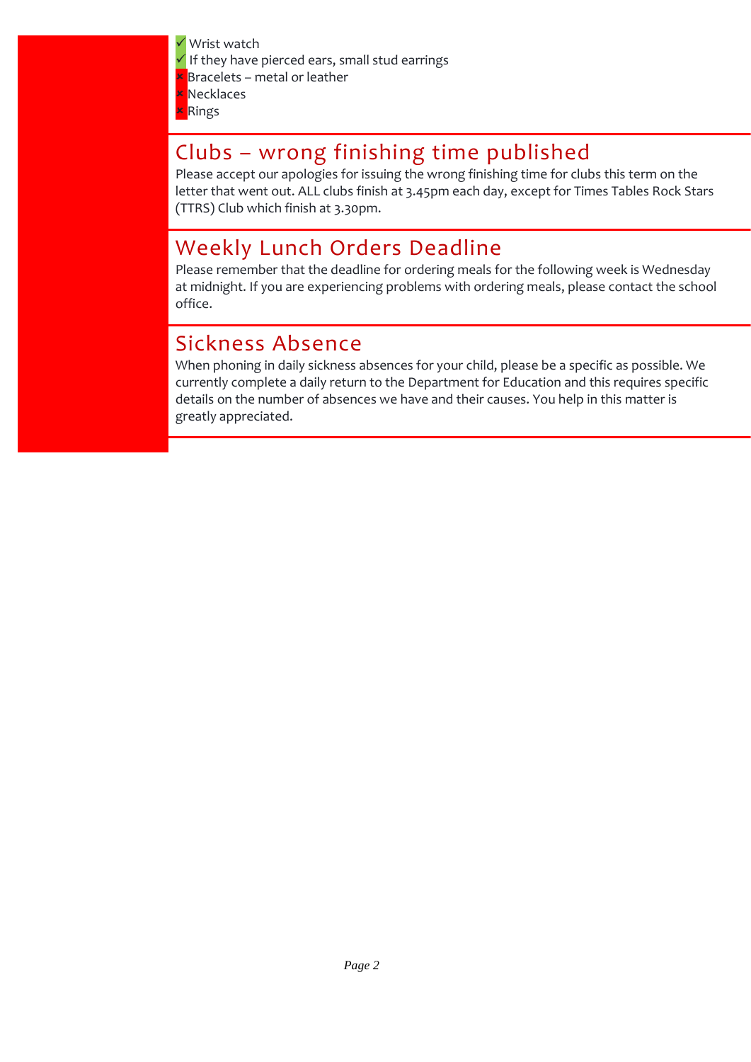- ✓ Wrist watch
- ✓ If they have pierced ears, small stud earrings
- ✗ Bracelets – metal or leather
- ✗ Necklaces
- ✗ Rings

## Clubs – wrong finishing time published

Please accept our apologies for issuing the wrong finishing time for clubs this term on the letter that went out. ALL clubs finish at 3.45pm each day, except for Times Tables Rock Stars (TTRS) Club which finish at 3.30pm.

## Weekly Lunch Orders Deadline

Please remember that the deadline for ordering meals for the following week is Wednesday at midnight. If you are experiencing problems with ordering meals, please contact the school office.

## Sickness Absence

When phoning in daily sickness absences for your child, please be a specific as possible. We currently complete a daily return to the Department for Education and this requires specific details on the number of absences we have and their causes. You help in this matter is greatly appreciated.